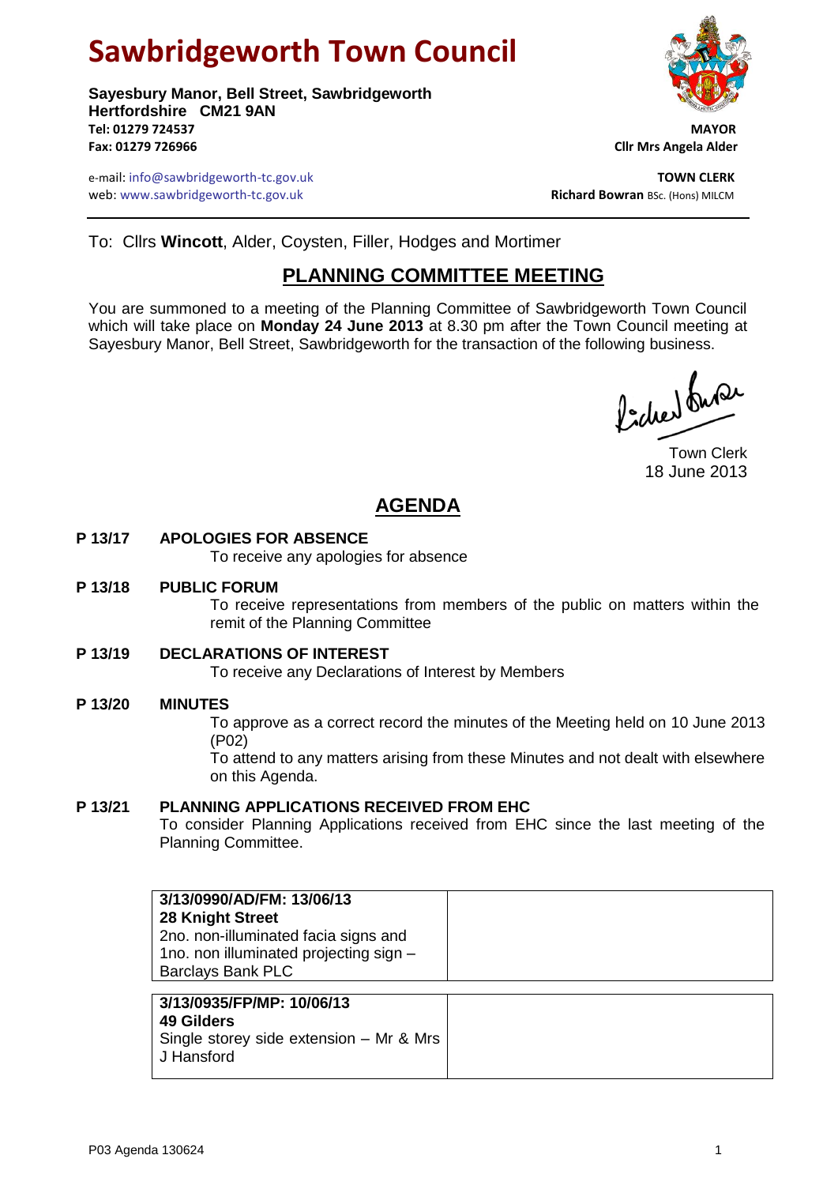# Sawbridgeworth Town Council

**Sayesbury Manor, Bell Street, Sawbridgeworth**
**Hertfordshire CM21 9AN**
**Tel: 01279 724537**
**Fax: 01279 726966**

**MAYOR**
**Cllr Mrs Angela Alder**

e-mail: info@sawbridgeworth-tc.gov.uk
web: www.sawbridgeworth-tc.gov.uk

**TOWN CLERK**
**Richard Bowran** BSc. (Hons) MILCM

To: Cllrs **Wincott**, Alder, Coysten, Filler, Hodges and Mortimer

## PLANNING COMMITTEE MEETING

You are summoned to a meeting of the Planning Committee of Sawbridgeworth Town Council which will take place on **Monday 24 June 2013** at 8.30 pm after the Town Council meeting at Sayesbury Manor, Bell Street, Sawbridgeworth for the transaction of the following business.

Town Clerk
18 June 2013

## AGENDA

**P 13/17 APOLOGIES FOR ABSENCE**
To receive any apologies for absence

**P 13/18 PUBLIC FORUM**
To receive representations from members of the public on matters within the remit of the Planning Committee

**P 13/19 DECLARATIONS OF INTEREST**
To receive any Declarations of Interest by Members

**P 13/20 MINUTES**
To approve as a correct record the minutes of the Meeting held on 10 June 2013 (P02)
To attend to any matters arising from these Minutes and not dealt with elsewhere on this Agenda.

**P 13/21 PLANNING APPLICATIONS RECEIVED FROM EHC**
To consider Planning Applications received from EHC since the last meeting of the Planning Committee.

| | |
|---|---|
| **3/13/0990/AD/FM: 13/06/13**<br>**28 Knight Street**<br>2no. non-illuminated facia signs and 1no. non illuminated projecting sign – Barclays Bank PLC | |

| | |
|---|---|
| **3/13/0935/FP/MP: 10/06/13**<br>**49 Gilders**<br>Single storey side extension – Mr & Mrs J Hansford | |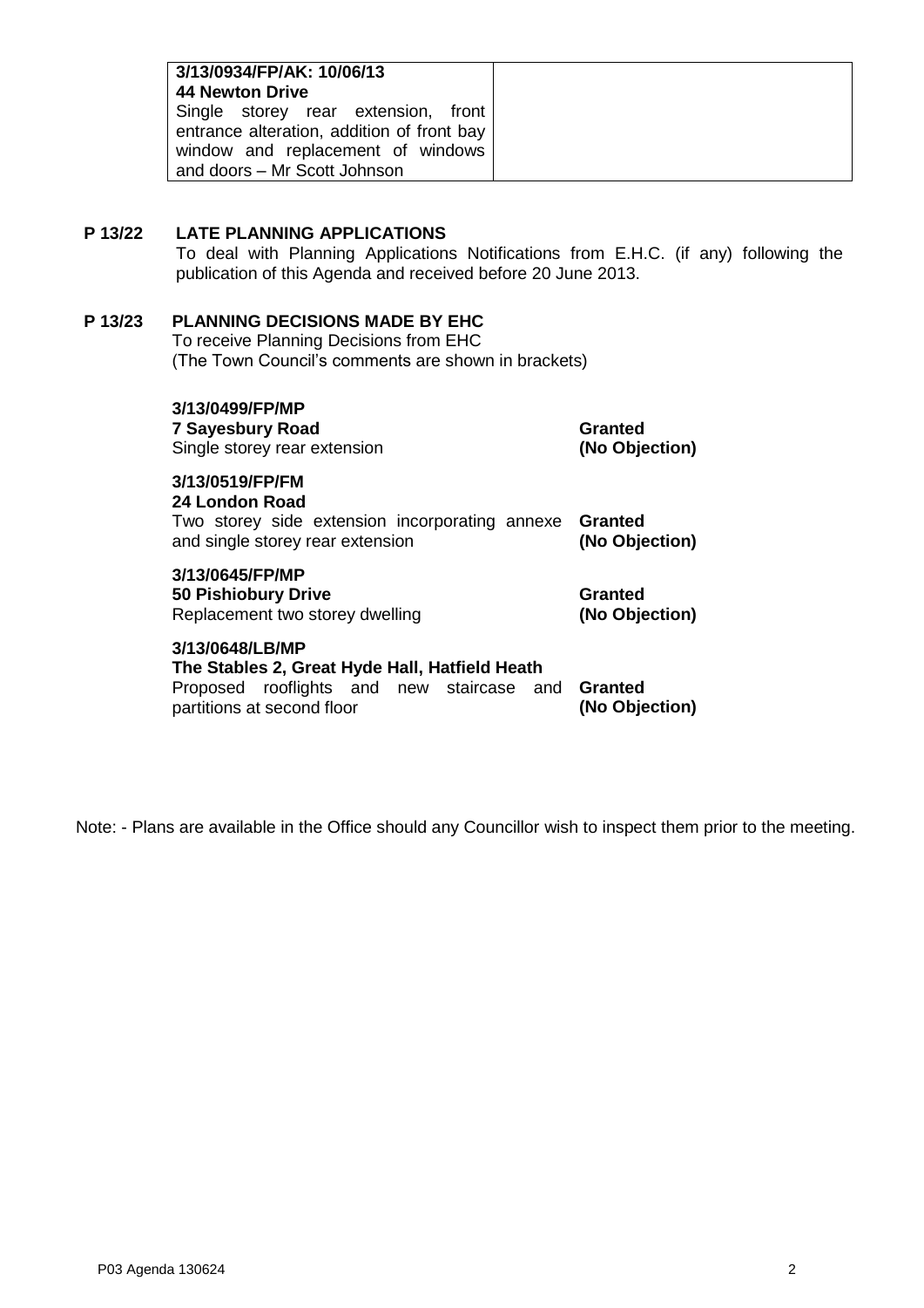| | |
|---|---|
| **3/13/0934/FP/AK: 10/06/13**<br>**44 Newton Drive**<br>Single storey rear extension, front entrance alteration, addition of front bay window and replacement of windows and doors – Mr Scott Johnson | |

## P 13/22 LATE PLANNING APPLICATIONS

To deal with Planning Applications Notifications from E.H.C. (if any) following the publication of this Agenda and received before 20 June 2013.

## P 13/23 PLANNING DECISIONS MADE BY EHC

To receive Planning Decisions from EHC
(The Town Council's comments are shown in brackets)

| | |
|---|---|
| **3/13/0499/FP/MP**<br>**7 Sayesbury Road**<br>Single storey rear extension | **Granted**<br>**(No Objection)** |
| **3/13/0519/FP/FM**<br>**24 London Road**<br>Two storey side extension incorporating annexe and single storey rear extension | **Granted**<br>**(No Objection)** |
| **3/13/0645/FP/MP**<br>**50 Pishiobury Drive**<br>Replacement two storey dwelling | **Granted**<br>**(No Objection)** |
| **3/13/0648/LB/MP**<br>**The Stables 2, Great Hyde Hall, Hatfield Heath**<br>Proposed rooflights and new staircase and partitions at second floor | **Granted**<br>**(No Objection)** |

Note: - Plans are available in the Office should any Councillor wish to inspect them prior to the meeting.